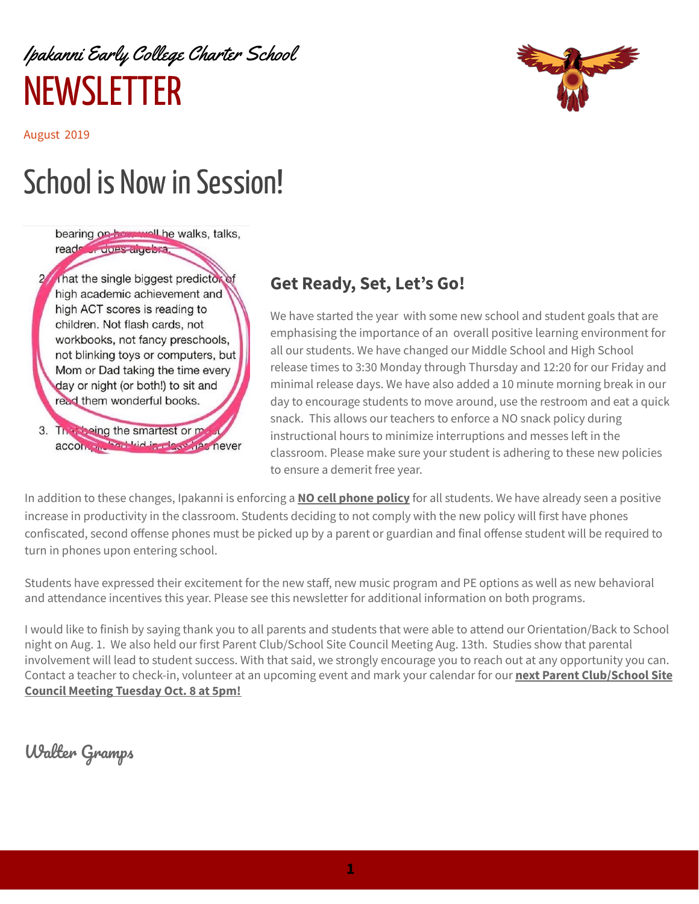*Ipakanni Early College Charter School*

# NEWSLETTER

August 2019

# School is Now in Session!

bearing on how well he walks, talks, reads or does algebra.

2. That the single biggest predictor of high academic achievement and high ACT scores is reading to children. Not flash cards, not workbooks, not fancy preschools, not blinking toys or computers, but Mom or Dad taking the time every day or night (or both!) to sit and read them wonderful books.

3. That being the smartest or most accomplished kid in class has never

## Get Ready, Set, Let's Go!

We have started the year with some new school and student goals that are emphasising the importance of an overall positive learning environment for all our students. We have changed our Middle School and High School release times to 3:30 Monday through Thursday and 12:20 for our Friday and minimal release days. We have also added a 10 minute morning break in our day to encourage students to move around, use the restroom and eat a quick snack. This allows our teachers to enforce a NO snack policy during instructional hours to minimize interruptions and messes left in the classroom. Please make sure your student is adhering to these new policies to ensure a demerit free year.

In addition to these changes, Ipakanni is enforcing a **NO cell phone policy** for all students. We have already seen a positive increase in productivity in the classroom. Students deciding to not comply with the new policy will first have phones confiscated, second offense phones must be picked up by a parent or guardian and final offense student will be required to turn in phones upon entering school.

Students have expressed their excitement for the new staff, new music program and PE options as well as new behavioral and attendance incentives this year. Please see this newsletter for additional information on both programs.

I would like to finish by saying thank you to all parents and students that were able to attend our Orientation/Back to School night on Aug. 1. We also held our first Parent Club/School Site Council Meeting Aug. 13th. Studies show that parental involvement will lead to student success. With that said, we strongly encourage you to reach out at any opportunity you can. Contact a teacher to check-in, volunteer at an upcoming event and mark your calendar for our **next Parent Club/School Site Council Meeting Tuesday Oct. 8 at 5pm!**

*Walter Gramps*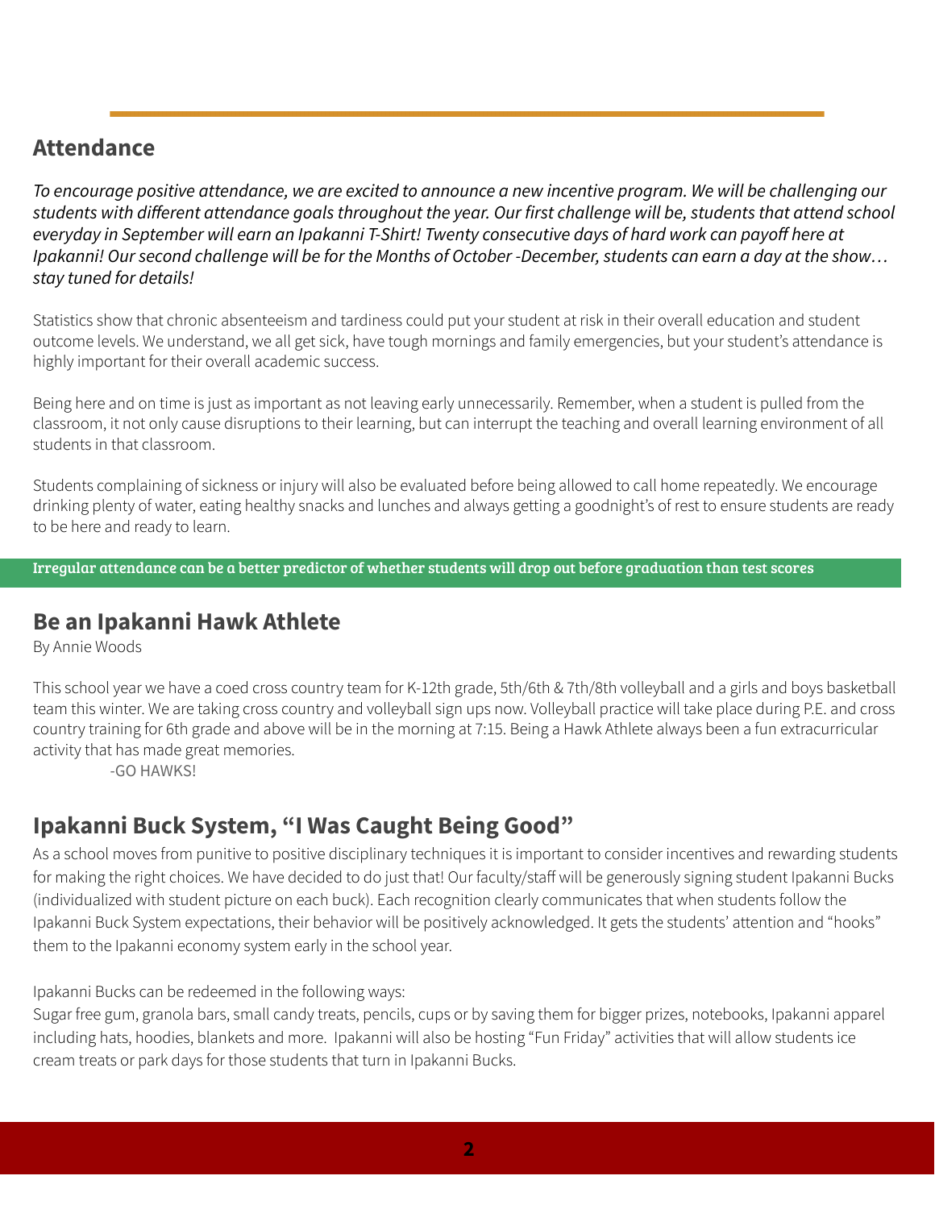## Attendance

*To encourage positive attendance, we are excited to announce a new incentive program. We will be challenging our students with different attendance goals throughout the year. Our first challenge will be, students that attend school everyday in September will earn an Ipakanni T-Shirt! Twenty consecutive days of hard work can payoff here at Ipakanni! Our second challenge will be for the Months of October -December, students can earn a day at the show… stay tuned for details!*

Statistics show that chronic absenteeism and tardiness could put your student at risk in their overall education and student outcome levels. We understand, we all get sick, have tough mornings and family emergencies, but your student's attendance is highly important for their overall academic success.

Being here and on time is just as important as not leaving early unnecessarily. Remember, when a student is pulled from the classroom, it not only cause disruptions to their learning, but can interrupt the teaching and overall learning environment of all students in that classroom.

Students complaining of sickness or injury will also be evaluated before being allowed to call home repeatedly. We encourage drinking plenty of water, eating healthy snacks and lunches and always getting a goodnight's of rest to ensure students are ready to be here and ready to learn.

Irregular attendance can be a better predictor of whether students will drop out before graduation than test scores

## Be an Ipakanni Hawk Athlete

By Annie Woods

This school year we have a coed cross country team for K-12th grade, 5th/6th & 7th/8th volleyball and a girls and boys basketball team this winter. We are taking cross country and volleyball sign ups now. Volleyball practice will take place during P.E. and cross country training for 6th grade and above will be in the morning at 7:15. Being a Hawk Athlete always been a fun extracurricular activity that has made great memories.

-GO HAWKS!

## Ipakanni Buck System, "I Was Caught Being Good"

As a school moves from punitive to positive disciplinary techniques it is important to consider incentives and rewarding students for making the right choices. We have decided to do just that! Our faculty/staff will be generously signing student Ipakanni Bucks (individualized with student picture on each buck). Each recognition clearly communicates that when students follow the Ipakanni Buck System expectations, their behavior will be positively acknowledged. It gets the students' attention and "hooks" them to the Ipakanni economy system early in the school year.

Ipakanni Bucks can be redeemed in the following ways:

Sugar free gum, granola bars, small candy treats, pencils, cups or by saving them for bigger prizes, notebooks, Ipakanni apparel including hats, hoodies, blankets and more. Ipakanni will also be hosting "Fun Friday" activities that will allow students ice cream treats or park days for those students that turn in Ipakanni Bucks.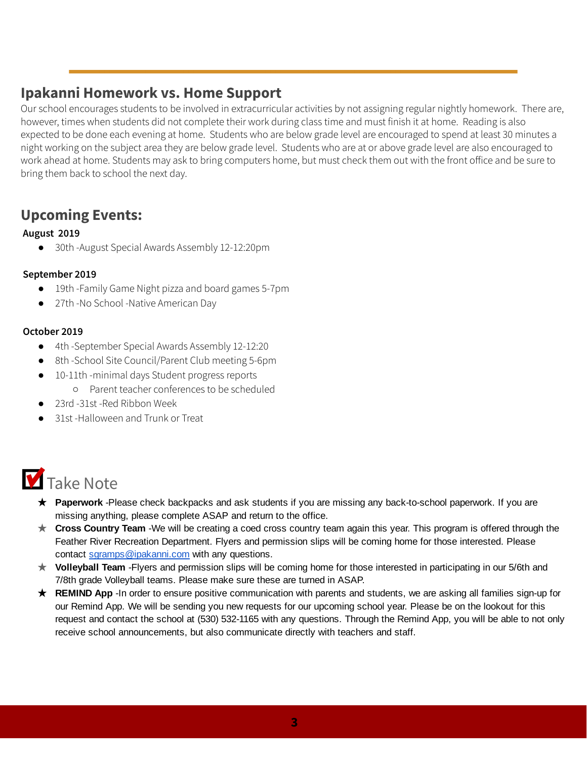## Ipakanni Homework vs. Home Support

Our school encourages students to be involved in extracurricular activities by not assigning regular nightly homework. There are, however, times when students did not complete their work during class time and must finish it at home. Reading is also expected to be done each evening at home. Students who are below grade level are encouraged to spend at least 30 minutes a night working on the subject area they are below grade level. Students who are at or above grade level are also encouraged to work ahead at home. Students may ask to bring computers home, but must check them out with the front office and be sure to bring them back to school the next day.

## Upcoming Events:

**August 2019**

- 30th -August Special Awards Assembly 12-12:20pm

**September 2019**

- 19th -Family Game Night pizza and board games 5-7pm
- 27th -No School -Native American Day

**October 2019**

- 4th -September Special Awards Assembly 12-12:20
- 8th -School Site Council/Parent Club meeting 5-6pm
- 10-11th -minimal days Student progress reports
  - Parent teacher conferences to be scheduled
- 23rd -31st -Red Ribbon Week
- 31st -Halloween and Trunk or Treat

## Take Note

- **Paperwork** -Please check backpacks and ask students if you are missing any back-to-school paperwork. If you are missing anything, please complete ASAP and return to the office.
- **Cross Country Team** -We will be creating a coed cross country team again this year. This program is offered through the Feather River Recreation Department. Flyers and permission slips will be coming home for those interested. Please contact sgramps@ipakanni.com with any questions.
- **Volleyball Team** -Flyers and permission slips will be coming home for those interested in participating in our 5/6th and 7/8th grade Volleyball teams. Please make sure these are turned in ASAP.
- **REMIND App** -In order to ensure positive communication with parents and students, we are asking all families sign-up for our Remind App. We will be sending you new requests for our upcoming school year. Please be on the lookout for this request and contact the school at (530) 532-1165 with any questions. Through the Remind App, you will be able to not only receive school announcements, but also communicate directly with teachers and staff.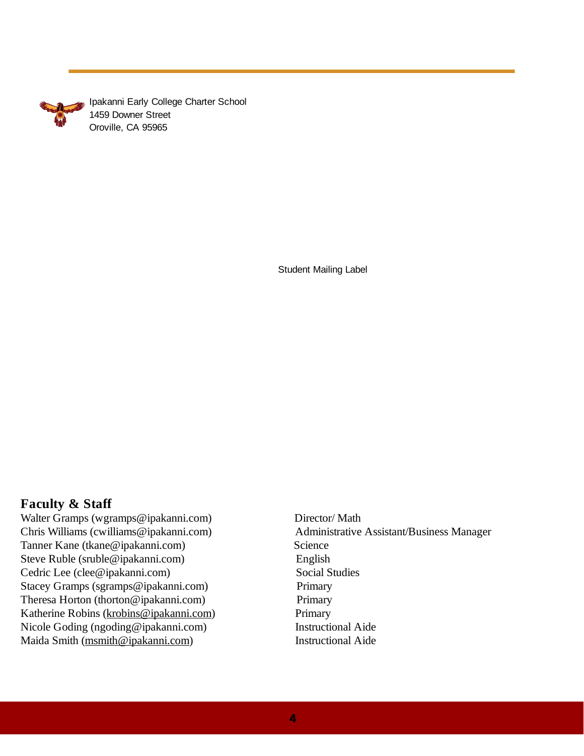Ipakanni Early College Charter School
1459 Downer Street
Oroville, CA 95965

Student Mailing Label

## Faculty & Staff

| | |
|---|---|
| Walter Gramps (wgramps@ipakanni.com) | Director/ Math |
| Chris Williams (cwilliams@ipakanni.com) | Administrative Assistant/Business Manager |
| Tanner Kane (tkane@ipakanni.com) | Science |
| Steve Ruble (sruble@ipakanni.com) | English |
| Cedric Lee (clee@ipakanni.com) | Social Studies |
| Stacey Gramps (sgramps@ipakanni.com) | Primary |
| Theresa Horton (thorton@ipakanni.com) | Primary |
| Katherine Robins (krobins@ipakanni.com) | Primary |
| Nicole Goding (ngoding@ipakanni.com) | Instructional Aide |
| Maida Smith (msmith@ipakanni.com) | Instructional Aide |